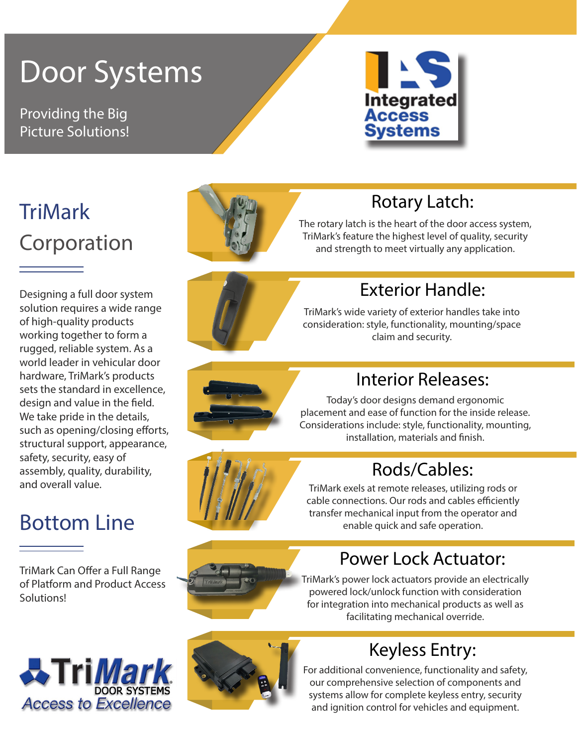# Door Systems

Providing the Big Picture Solutions!

Integrated Access Systems

## TriMark Corporation

Designing a full door system solution requires a wide range of high-quality products working together to form a rugged, reliable system. As a world leader in vehicular door hardware, TriMark's products sets the standard in excellence, design and value in the field. We take pride in the details, such as opening/closing efforts, structural support, appearance, safety, security, easy of assembly, quality, durability, and overall value.

## Bottom Line

TriMark Can Offer a Full Range of Platform and Product Access Solutions!

TriMark DOOR SYSTEMS
Access to Excellence

### Rotary Latch:

The rotary latch is the heart of the door access system, TriMark's feature the highest level of quality, security and strength to meet virtually any application.

### Exterior Handle:

TriMark's wide variety of exterior handles take into consideration: style, functionality, mounting/space claim and security.

### Interior Releases:

Today's door designs demand ergonomic placement and ease of function for the inside release. Considerations include: style, functionality, mounting, installation, materials and finish.

### Rods/Cables:

TriMark exels at remote releases, utilizing rods or cable connections. Our rods and cables efficiently transfer mechanical input from the operator and enable quick and safe operation.

### Power Lock Actuator:

TriMark's power lock actuators provide an electrically powered lock/unlock function with consideration for integration into mechanical products as well as facilitating mechanical override.

### Keyless Entry:

For additional convenience, functionality and safety, our comprehensive selection of components and systems allow for complete keyless entry, security and ignition control for vehicles and equipment.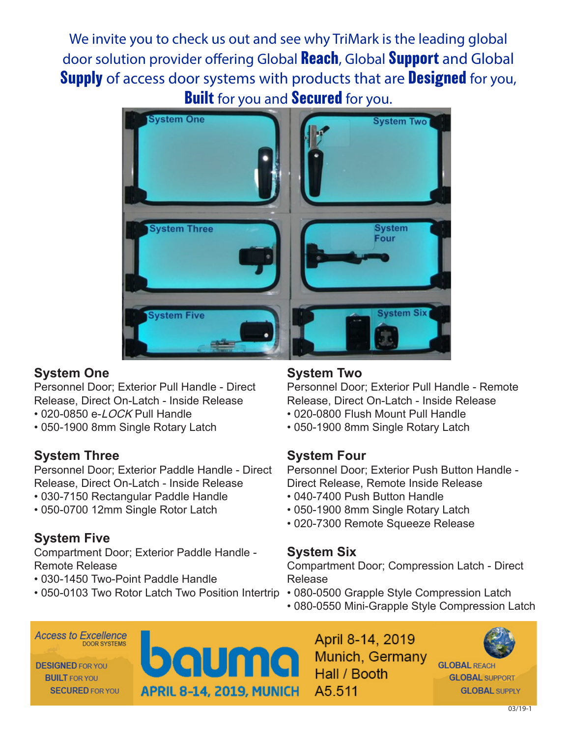We invite you to check us out and see why TriMark is the leading global door solution provider offering Global **Reach**, Global **Support** and Global **Supply** of access door systems with products that are **Designed** for you, **Built** for you and **Secured** for you.

System One

System Two

System Three

System Four

System Five

System Six

### System One

Personnel Door; Exterior Pull Handle - Direct Release, Direct On-Latch - Inside Release

- 020-0850 e-*LOCK* Pull Handle
- 050-1900 8mm Single Rotary Latch

### System Two

Personnel Door; Exterior Pull Handle - Remote Release, Direct On-Latch - Inside Release

- 020-0800 Flush Mount Pull Handle
- 050-1900 8mm Single Rotary Latch

### System Three

Personnel Door; Exterior Paddle Handle - Direct Release, Direct On-Latch - Inside Release

- 030-7150 Rectangular Paddle Handle
- 050-0700 12mm Single Rotor Latch

### System Four

Personnel Door; Exterior Push Button Handle - Direct Release, Remote Inside Release

- 040-7400 Push Button Handle
- 050-1900 8mm Single Rotary Latch
- 020-7300 Remote Squeeze Release

### System Five

Compartment Door; Exterior Paddle Handle - Remote Release

- 030-1450 Two-Point Paddle Handle
- 050-0103 Two Rotor Latch Two Position Intertrip

### System Six

Compartment Door; Compression Latch - Direct Release

- 080-0500 Grapple Style Compression Latch
- 080-0550 Mini-Grapple Style Compression Latch

*Access to Excellence*
DOOR SYSTEMS

**DESIGNED** FOR YOU
**BUILT** FOR YOU
**SECURED** FOR YOU

bauma
APRIL 8-14, 2019, MUNICH

April 8-14, 2019
Munich, Germany
Hall / Booth
A5.511

**GLOBAL** REACH
**GLOBAL** SUPPORT
**GLOBAL** SUPPLY

03/19-1